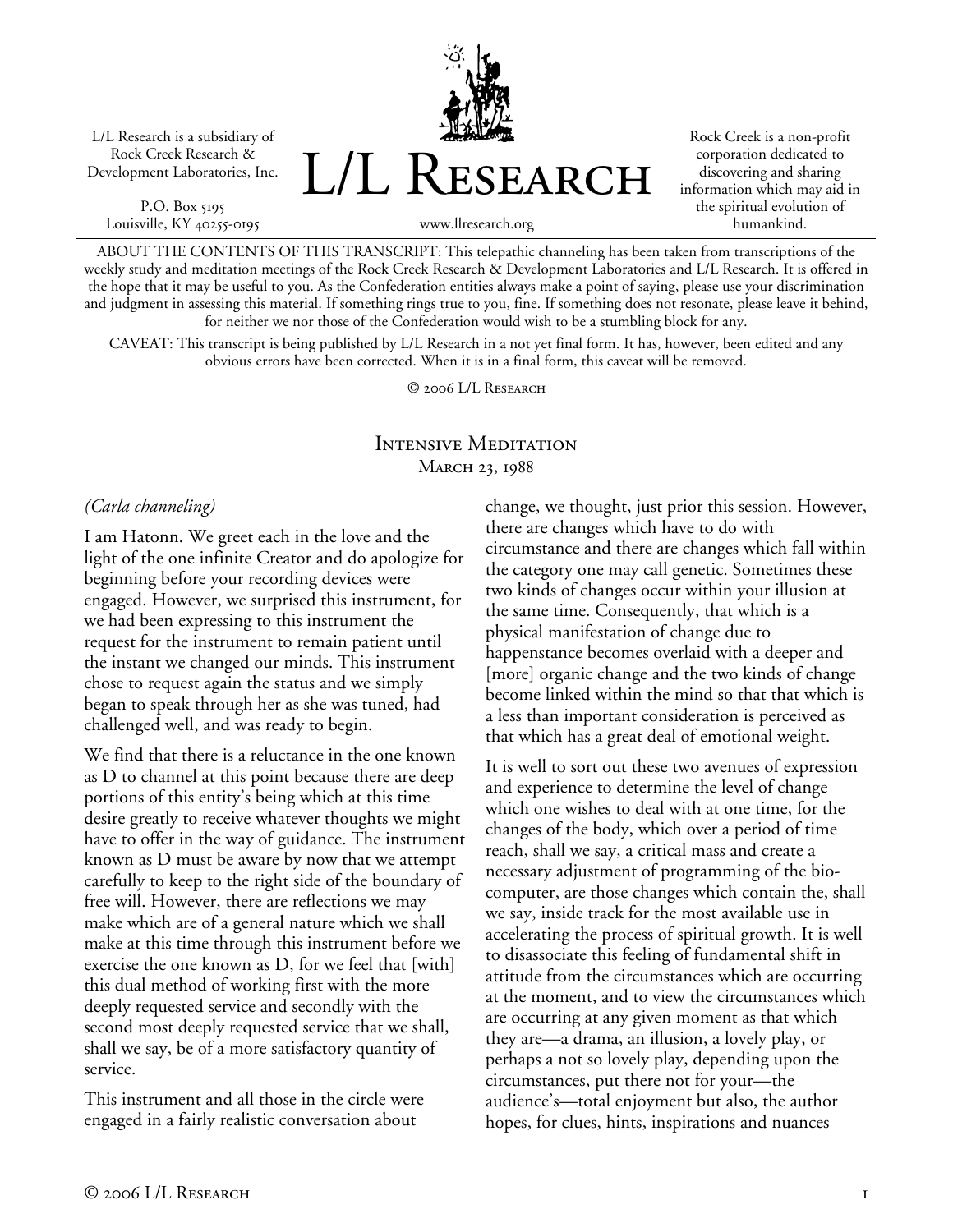L/L Research is a subsidiary of Rock Creek Research & Development Laboratories, Inc.

P.O. Box 5195
Louisville, KY 40255-0195

# L/L Research

www.llresearch.org

Rock Creek is a non-profit corporation dedicated to discovering and sharing information which may aid in the spiritual evolution of humankind.

ABOUT THE CONTENTS OF THIS TRANSCRIPT: This telepathic channeling has been taken from transcriptions of the weekly study and meditation meetings of the Rock Creek Research & Development Laboratories and L/L Research. It is offered in the hope that it may be useful to you. As the Confederation entities always make a point of saying, please use your discrimination and judgment in assessing this material. If something rings true to you, fine. If something does not resonate, please leave it behind, for neither we nor those of the Confederation would wish to be a stumbling block for any.

CAVEAT: This transcript is being published by L/L Research in a not yet final form. It has, however, been edited and any obvious errors have been corrected. When it is in a final form, this caveat will be removed.

© 2006 L/L Research

## Intensive Meditation
### March 23, 1988

*(Carla channeling)*

I am Hatonn. We greet each in the love and the light of the one infinite Creator and do apologize for beginning before your recording devices were engaged. However, we surprised this instrument, for we had been expressing to this instrument the request for the instrument to remain patient until the instant we changed our minds. This instrument chose to request again the status and we simply began to speak through her as she was tuned, had challenged well, and was ready to begin.

We find that there is a reluctance in the one known as D to channel at this point because there are deep portions of this entity's being which at this time desire greatly to receive whatever thoughts we might have to offer in the way of guidance. The instrument known as D must be aware by now that we attempt carefully to keep to the right side of the boundary of free will. However, there are reflections we may make which are of a general nature which we shall make at this time through this instrument before we exercise the one known as D, for we feel that [with] this dual method of working first with the more deeply requested service and secondly with the second most deeply requested service that we shall, shall we say, be of a more satisfactory quantity of service.

This instrument and all those in the circle were engaged in a fairly realistic conversation about change, we thought, just prior this session. However, there are changes which have to do with circumstance and there are changes which fall within the category one may call genetic. Sometimes these two kinds of changes occur within your illusion at the same time. Consequently, that which is a physical manifestation of change due to happenstance becomes overlaid with a deeper and [more] organic change and the two kinds of change become linked within the mind so that that which is a less than important consideration is perceived as that which has a great deal of emotional weight.

It is well to sort out these two avenues of expression and experience to determine the level of change which one wishes to deal with at one time, for the changes of the body, which over a period of time reach, shall we say, a critical mass and create a necessary adjustment of programming of the bio-computer, are those changes which contain the, shall we say, inside track for the most available use in accelerating the process of spiritual growth. It is well to disassociate this feeling of fundamental shift in attitude from the circumstances which are occurring at the moment, and to view the circumstances which are occurring at any given moment as that which they are—a drama, an illusion, a lovely play, or perhaps a not so lovely play, depending upon the circumstances, put there not for your—the audience's—total enjoyment but also, the author hopes, for clues, hints, inspirations and nuances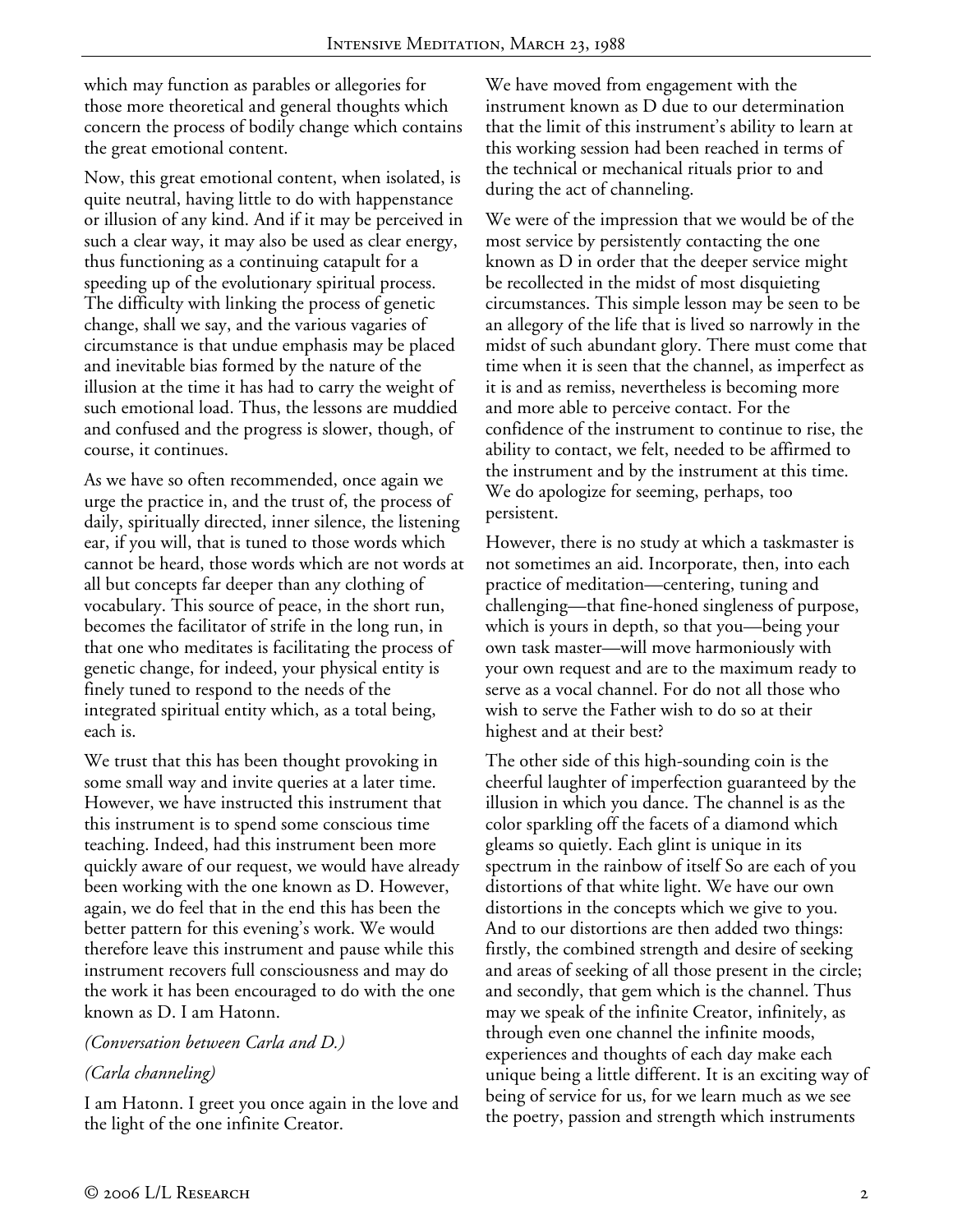which may function as parables or allegories for those more theoretical and general thoughts which concern the process of bodily change which contains the great emotional content.

Now, this great emotional content, when isolated, is quite neutral, having little to do with happenstance or illusion of any kind. And if it may be perceived in such a clear way, it may also be used as clear energy, thus functioning as a continuing catapult for a speeding up of the evolutionary spiritual process. The difficulty with linking the process of genetic change, shall we say, and the various vagaries of circumstance is that undue emphasis may be placed and inevitable bias formed by the nature of the illusion at the time it has had to carry the weight of such emotional load. Thus, the lessons are muddied and confused and the progress is slower, though, of course, it continues.

As we have so often recommended, once again we urge the practice in, and the trust of, the process of daily, spiritually directed, inner silence, the listening ear, if you will, that is tuned to those words which cannot be heard, those words which are not words at all but concepts far deeper than any clothing of vocabulary. This source of peace, in the short run, becomes the facilitator of strife in the long run, in that one who meditates is facilitating the process of genetic change, for indeed, your physical entity is finely tuned to respond to the needs of the integrated spiritual entity which, as a total being, each is.

We trust that this has been thought provoking in some small way and invite queries at a later time. However, we have instructed this instrument that this instrument is to spend some conscious time teaching. Indeed, had this instrument been more quickly aware of our request, we would have already been working with the one known as D. However, again, we do feel that in the end this has been the better pattern for this evening's work. We would therefore leave this instrument and pause while this instrument recovers full consciousness and may do the work it has been encouraged to do with the one known as D. I am Hatonn.

*(Conversation between Carla and D.)*

*(Carla channeling)*

I am Hatonn. I greet you once again in the love and the light of the one infinite Creator.

We have moved from engagement with the instrument known as D due to our determination that the limit of this instrument's ability to learn at this working session had been reached in terms of the technical or mechanical rituals prior to and during the act of channeling.

We were of the impression that we would be of the most service by persistently contacting the one known as D in order that the deeper service might be recollected in the midst of most disquieting circumstances. This simple lesson may be seen to be an allegory of the life that is lived so narrowly in the midst of such abundant glory. There must come that time when it is seen that the channel, as imperfect as it is and as remiss, nevertheless is becoming more and more able to perceive contact. For the confidence of the instrument to continue to rise, the ability to contact, we felt, needed to be affirmed to the instrument and by the instrument at this time. We do apologize for seeming, perhaps, too persistent.

However, there is no study at which a taskmaster is not sometimes an aid. Incorporate, then, into each practice of meditation—centering, tuning and challenging—that fine-honed singleness of purpose, which is yours in depth, so that you—being your own task master—will move harmoniously with your own request and are to the maximum ready to serve as a vocal channel. For do not all those who wish to serve the Father wish to do so at their highest and at their best?

The other side of this high-sounding coin is the cheerful laughter of imperfection guaranteed by the illusion in which you dance. The channel is as the color sparkling off the facets of a diamond which gleams so quietly. Each glint is unique in its spectrum in the rainbow of itself So are each of you distortions of that white light. We have our own distortions in the concepts which we give to you. And to our distortions are then added two things: firstly, the combined strength and desire of seeking and areas of seeking of all those present in the circle; and secondly, that gem which is the channel. Thus may we speak of the infinite Creator, infinitely, as through even one channel the infinite moods, experiences and thoughts of each day make each unique being a little different. It is an exciting way of being of service for us, for we learn much as we see the poetry, passion and strength which instruments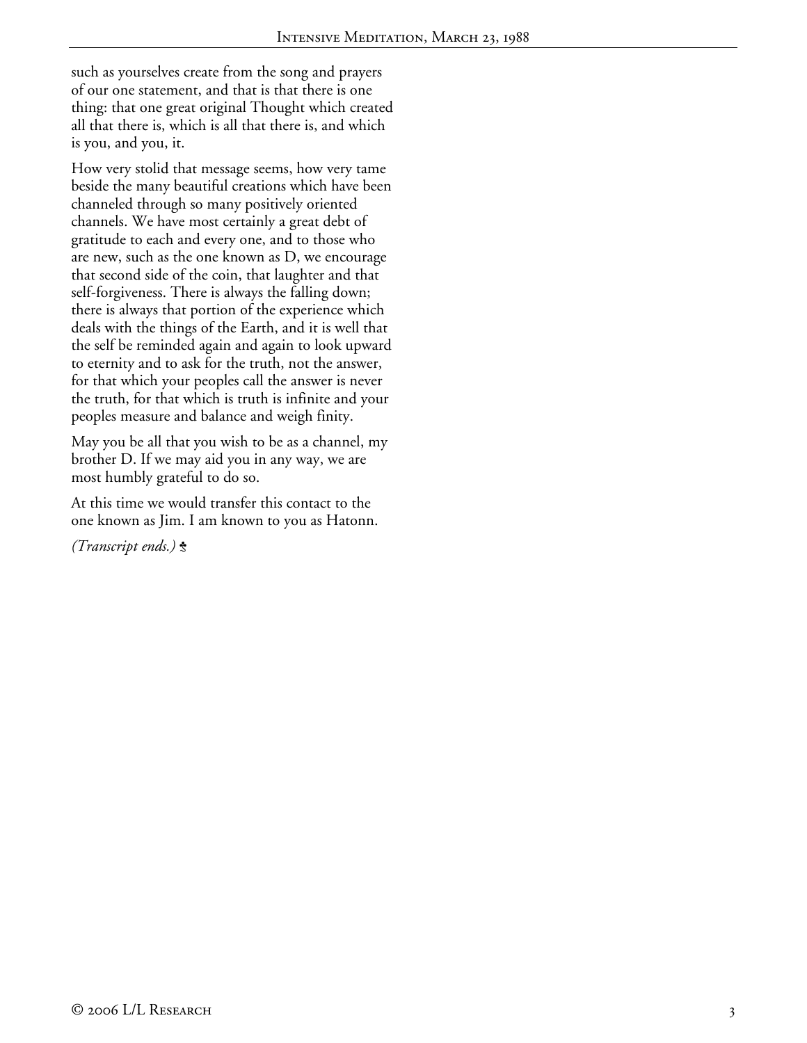such as yourselves create from the song and prayers of our one statement, and that is that there is one thing: that one great original Thought which created all that there is, which is all that there is, and which is you, and you, it.

How very stolid that message seems, how very tame beside the many beautiful creations which have been channeled through so many positively oriented channels. We have most certainly a great debt of gratitude to each and every one, and to those who are new, such as the one known as D, we encourage that second side of the coin, that laughter and that self-forgiveness. There is always the falling down; there is always that portion of the experience which deals with the things of the Earth, and it is well that the self be reminded again and again to look upward to eternity and to ask for the truth, not the answer, for that which your peoples call the answer is never the truth, for that which is truth is infinite and your peoples measure and balance and weigh finity.

May you be all that you wish to be as a channel, my brother D. If we may aid you in any way, we are most humbly grateful to do so.

At this time we would transfer this contact to the one known as Jim. I am known to you as Hatonn.

*(Transcript ends.)*